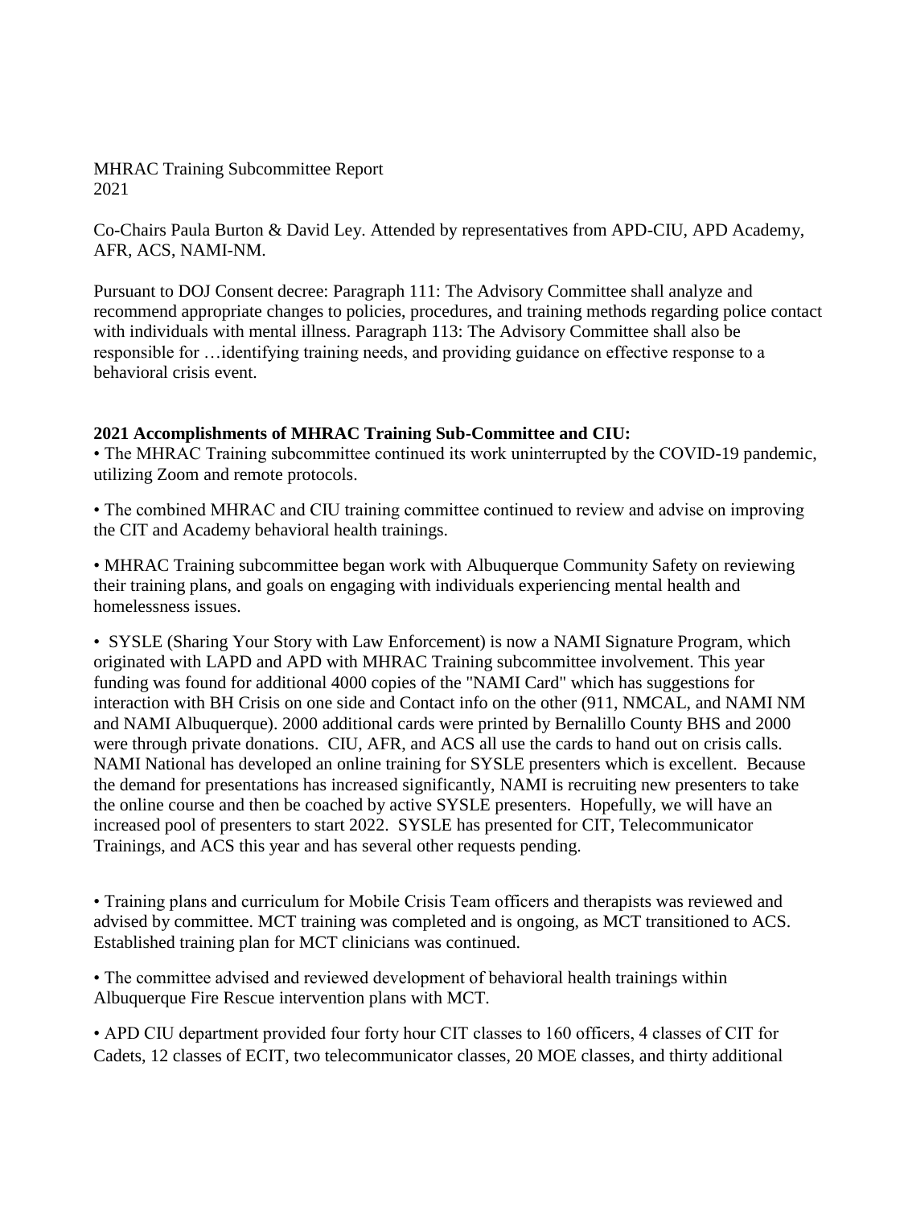MHRAC Training Subcommittee Report
2021

Co-Chairs Paula Burton & David Ley. Attended by representatives from APD-CIU, APD Academy, AFR, ACS, NAMI-NM.

Pursuant to DOJ Consent decree: Paragraph 111: The Advisory Committee shall analyze and recommend appropriate changes to policies, procedures, and training methods regarding police contact with individuals with mental illness. Paragraph 113: The Advisory Committee shall also be responsible for …identifying training needs, and providing guidance on effective response to a behavioral crisis event.

**2021 Accomplishments of MHRAC Training Sub-Committee and CIU:**

• The MHRAC Training subcommittee continued its work uninterrupted by the COVID-19 pandemic, utilizing Zoom and remote protocols.

• The combined MHRAC and CIU training committee continued to review and advise on improving the CIT and Academy behavioral health trainings.

• MHRAC Training subcommittee began work with Albuquerque Community Safety on reviewing their training plans, and goals on engaging with individuals experiencing mental health and homelessness issues.

• SYSLE (Sharing Your Story with Law Enforcement) is now a NAMI Signature Program, which originated with LAPD and APD with MHRAC Training subcommittee involvement. This year funding was found for additional 4000 copies of the "NAMI Card" which has suggestions for interaction with BH Crisis on one side and Contact info on the other (911, NMCAL, and NAMI NM and NAMI Albuquerque). 2000 additional cards were printed by Bernalillo County BHS and 2000 were through private donations. CIU, AFR, and ACS all use the cards to hand out on crisis calls. NAMI National has developed an online training for SYSLE presenters which is excellent. Because the demand for presentations has increased significantly, NAMI is recruiting new presenters to take the online course and then be coached by active SYSLE presenters. Hopefully, we will have an increased pool of presenters to start 2022. SYSLE has presented for CIT, Telecommunicator Trainings, and ACS this year and has several other requests pending.

• Training plans and curriculum for Mobile Crisis Team officers and therapists was reviewed and advised by committee. MCT training was completed and is ongoing, as MCT transitioned to ACS. Established training plan for MCT clinicians was continued.

• The committee advised and reviewed development of behavioral health trainings within Albuquerque Fire Rescue intervention plans with MCT.

• APD CIU department provided four forty hour CIT classes to 160 officers, 4 classes of CIT for Cadets, 12 classes of ECIT, two telecommunicator classes, 20 MOE classes, and thirty additional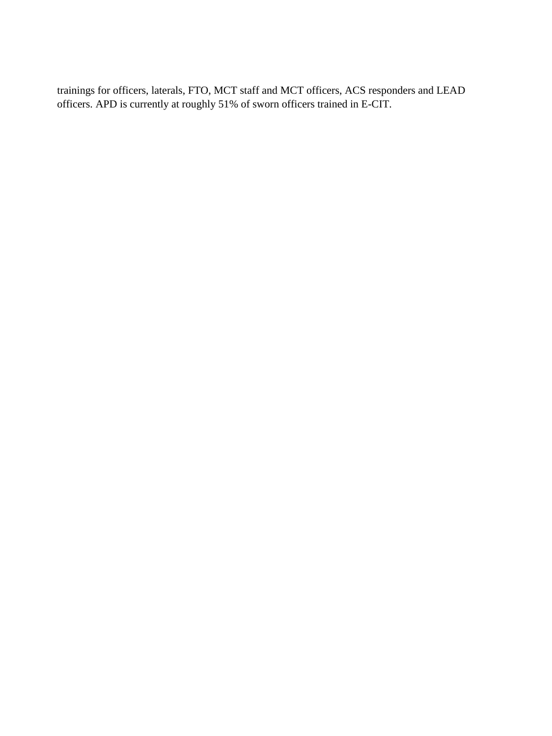trainings for officers, laterals, FTO, MCT staff and MCT officers, ACS responders and LEAD officers. APD is currently at roughly 51% of sworn officers trained in E-CIT.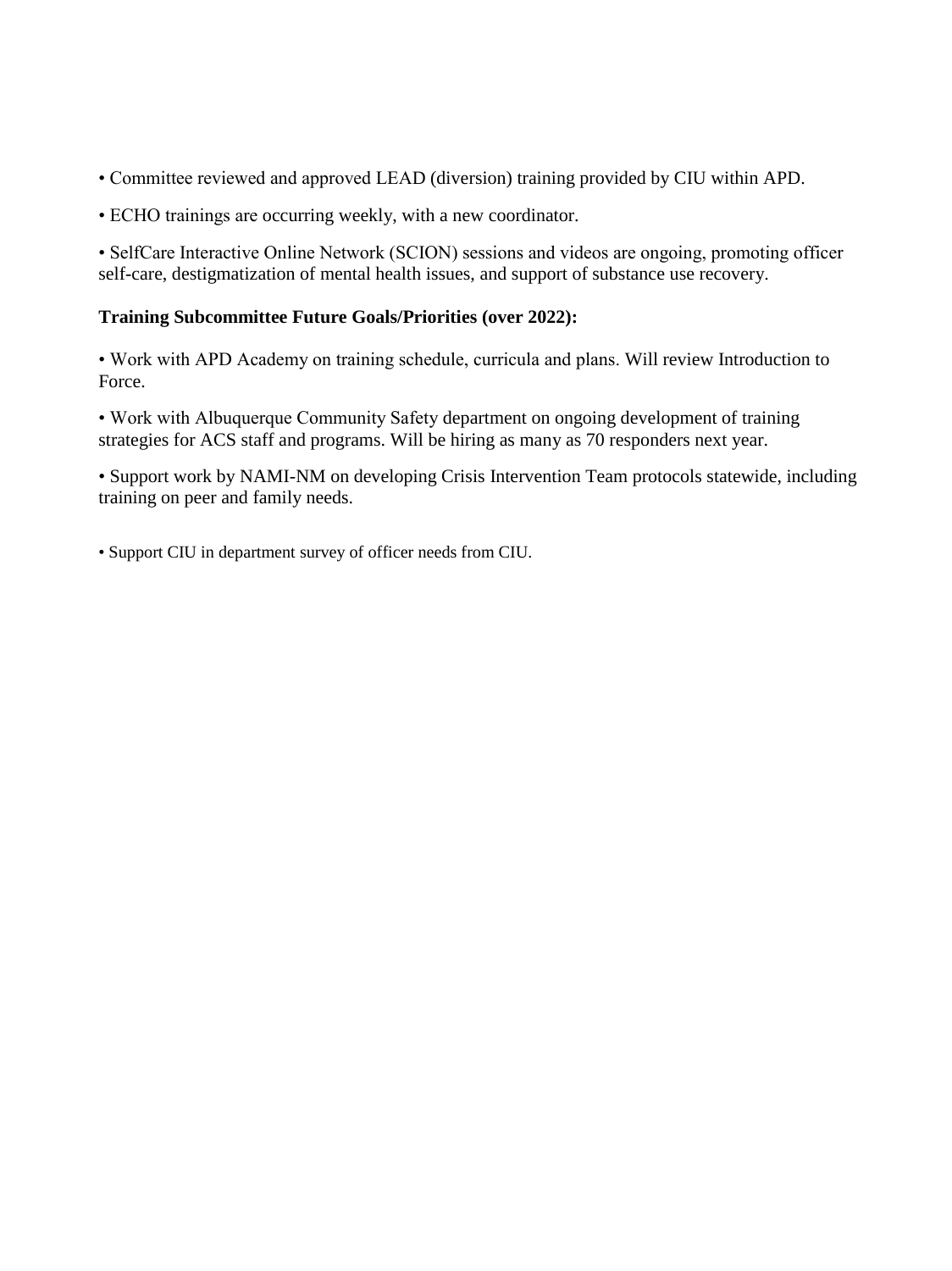• Committee reviewed and approved LEAD (diversion) training provided by CIU within APD.

• ECHO trainings are occurring weekly, with a new coordinator.

• SelfCare Interactive Online Network (SCION) sessions and videos are ongoing, promoting officer self-care, destigmatization of mental health issues, and support of substance use recovery.

**Training Subcommittee Future Goals/Priorities (over 2022):**

• Work with APD Academy on training schedule, curricula and plans. Will review Introduction to Force.

• Work with Albuquerque Community Safety department on ongoing development of training strategies for ACS staff and programs. Will be hiring as many as 70 responders next year.

• Support work by NAMI-NM on developing Crisis Intervention Team protocols statewide, including training on peer and family needs.

• Support CIU in department survey of officer needs from CIU.